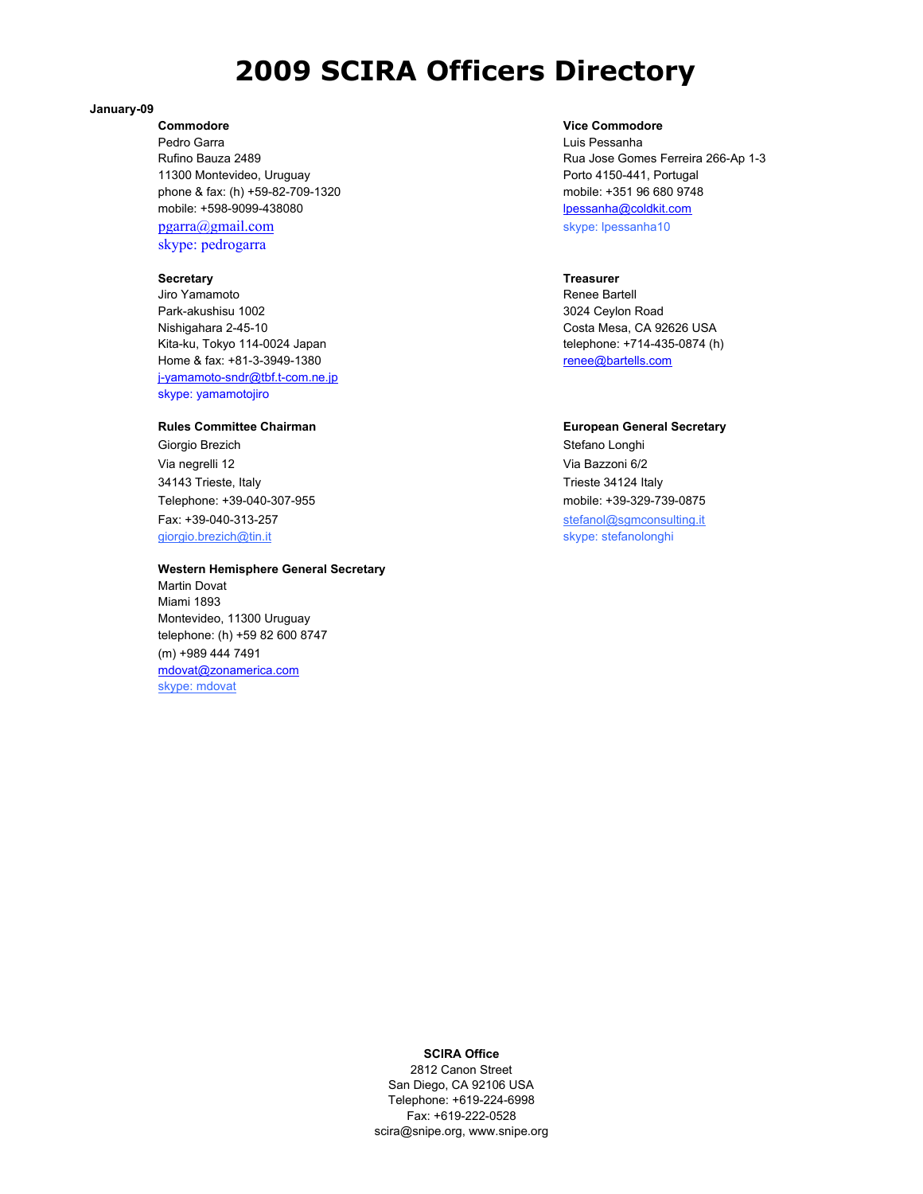# 2009 SCIRA Officers Directory

**January-09**

**Commodore**
Pedro Garra
Rufino Bauza 2489
11300 Montevideo, Uruguay
phone & fax: (h) +59-82-709-1320
mobile: +598-9099-438080
pgarra@gmail.com
skype: pedrogarra

**Vice Commodore**
Luis Pessanha
Rua Jose Gomes Ferreira 266-Ap 1-3
Porto 4150-441, Portugal
mobile: +351 96 680 9748
lpessanha@coldkit.com
skype: lpessanha10

**Secretary**
Jiro Yamamoto
Park-akushisu 1002
Nishigahara 2-45-10
Kita-ku, Tokyo 114-0024 Japan
Home & fax: +81-3-3949-1380
j-yamamoto-sndr@tbf.t-com.ne.jp
skype: yamamotojiro

**Treasurer**
Renee Bartell
3024 Ceylon Road
Costa Mesa, CA 92626 USA
telephone: +714-435-0874 (h)
renee@bartells.com

**Rules Committee Chairman**
Giorgio Brezich
Via negrelli 12
34143 Trieste, Italy
Telephone: +39-040-307-955
Fax: +39-040-313-257
giorgio.brezich@tin.it

**European General Secretary**
Stefano Longhi
Via Bazzoni 6/2
Trieste 34124 Italy
mobile: +39-329-739-0875
stefanol@sgmconsulting.it
skype: stefanolonghi

**Western Hemisphere General Secretary**
Martin Dovat
Miami 1893
Montevideo, 11300 Uruguay
telephone: (h) +59 82 600 8747
(m) +989 444 7491
mdovat@zonamerica.com
skype: mdovat

**SCIRA Office**
2812 Canon Street
San Diego, CA 92106 USA
Telephone: +619-224-6998
Fax: +619-222-0528
scira@snipe.org, www.snipe.org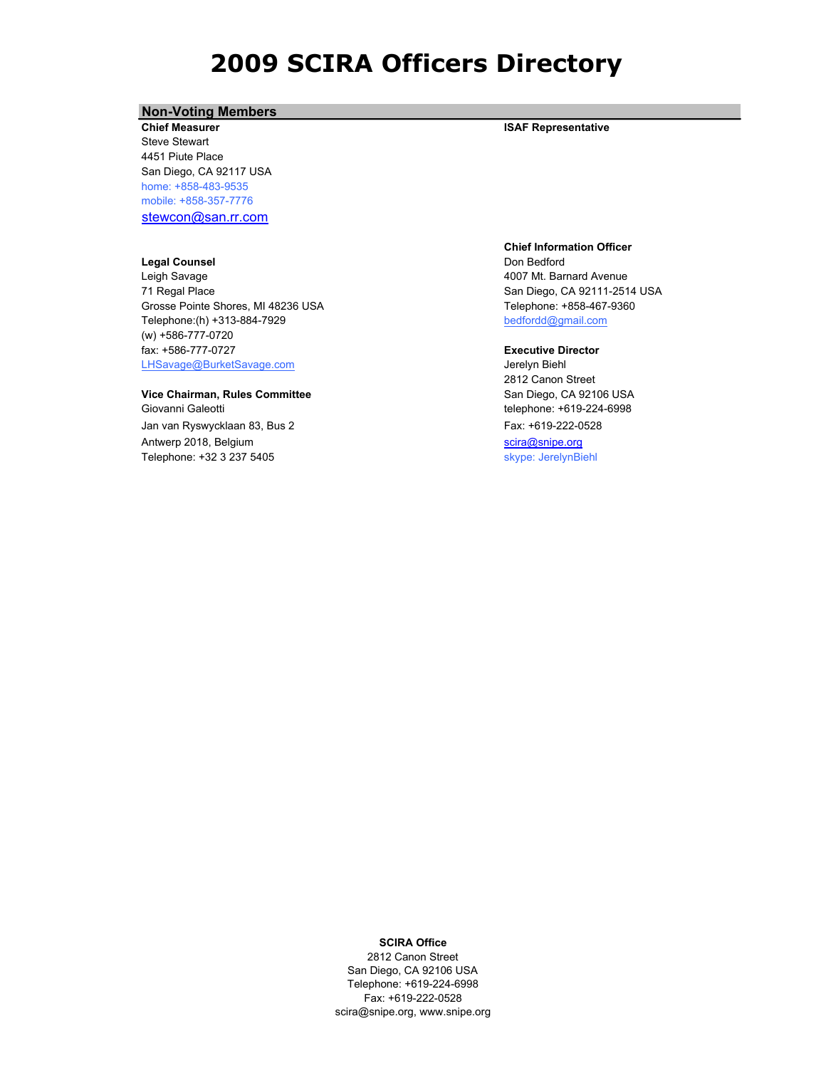# 2009 SCIRA Officers Directory

## Non-Voting Members

**Chief Measurer**
Steve Stewart
4451 Piute Place
San Diego, CA 92117 USA
home: +858-483-9535
mobile: +858-357-7776
stewcon@san.rr.com

**Legal Counsel**
Leigh Savage
71 Regal Place
Grosse Pointe Shores, MI 48236 USA
Telephone:(h) +313-884-7929
(w) +586-777-0720
fax: +586-777-0727
LHSavage@BurketSavage.com

**Vice Chairman, Rules Committee**
Giovanni Galeotti
Jan van Ryswycklaan 83, Bus 2
Antwerp 2018, Belgium
Telephone: +32 3 237 5405

**ISAF Representative**

**Chief Information Officer**
Don Bedford
4007 Mt. Barnard Avenue
San Diego, CA 92111-2514 USA
Telephone: +858-467-9360
bedfordd@gmail.com

**Executive Director**
Jerelyn Biehl
2812 Canon Street
San Diego, CA 92106 USA
telephone: +619-224-6998
Fax: +619-222-0528
scira@snipe.org
skype: JerelynBiehl

**SCIRA Office**
2812 Canon Street
San Diego, CA 92106 USA
Telephone: +619-224-6998
Fax: +619-222-0528
scira@snipe.org, www.snipe.org